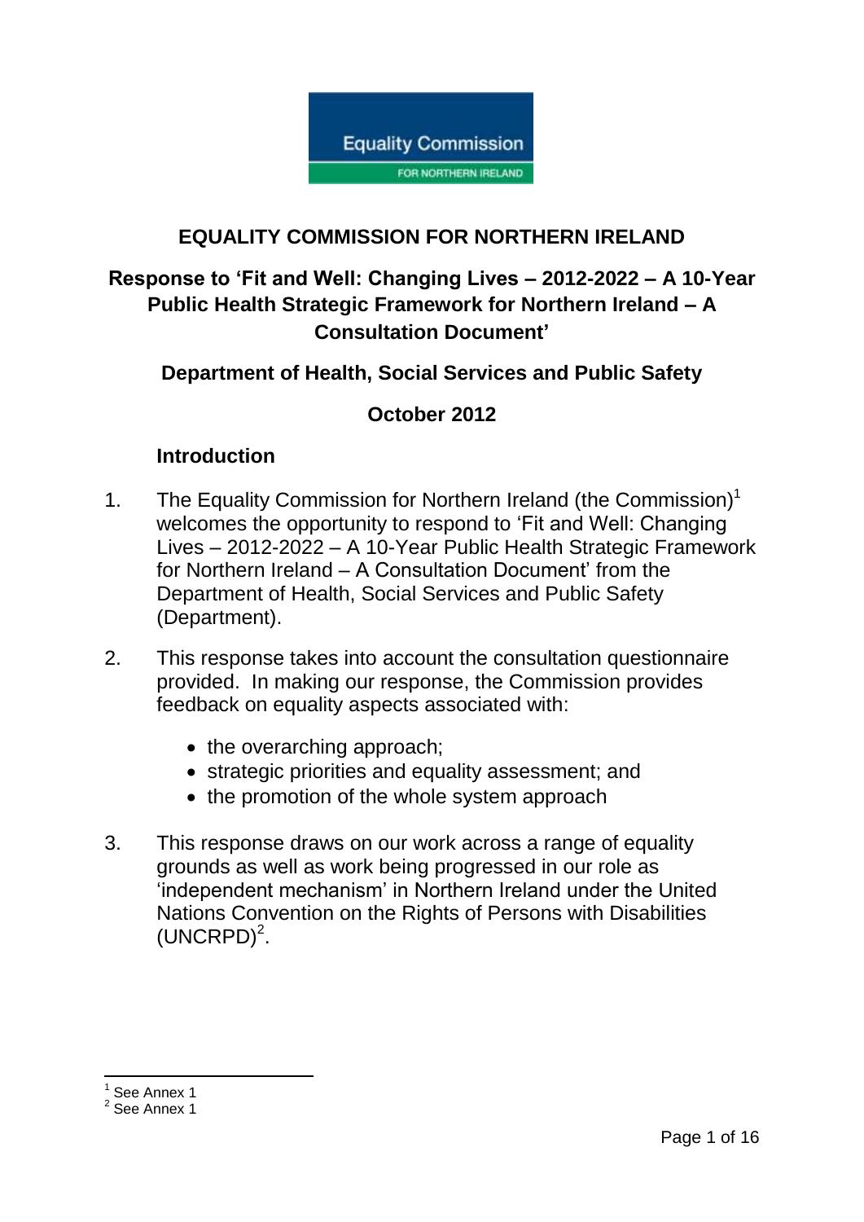# EQUALITY COMMISSION FOR NORTHERN IRELAND

## Response to 'Fit and Well: Changing Lives – 2012-2022 – A 10-Year Public Health Strategic Framework for Northern Ireland – A Consultation Document'

## Department of Health, Social Services and Public Safety

## October 2012

### Introduction

1. The Equality Commission for Northern Ireland (the Commission)[1] welcomes the opportunity to respond to 'Fit and Well: Changing Lives – 2012-2022 – A 10-Year Public Health Strategic Framework for Northern Ireland – A Consultation Document' from the Department of Health, Social Services and Public Safety (Department).

2. This response takes into account the consultation questionnaire provided. In making our response, the Commission provides feedback on equality aspects associated with:

   - the overarching approach;
   - strategic priorities and equality assessment; and
   - the promotion of the whole system approach

3. This response draws on our work across a range of equality grounds as well as work being progressed in our role as 'independent mechanism' in Northern Ireland under the United Nations Convention on the Rights of Persons with Disabilities (UNCRPD)[2].

---

[1] See Annex 1

[2] See Annex 1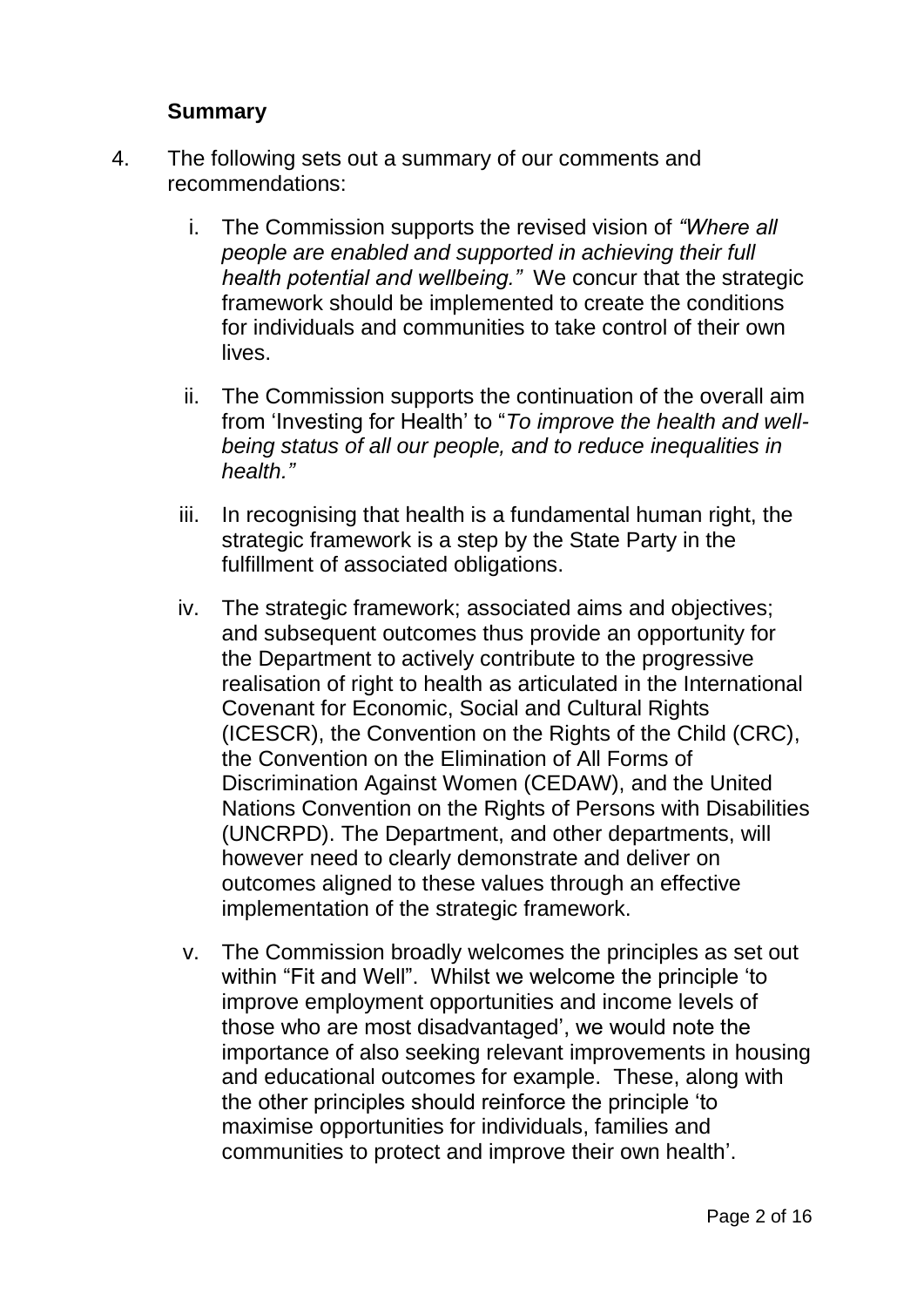## Summary

4. The following sets out a summary of our comments and recommendations:

   i. The Commission supports the revised vision of *"Where all people are enabled and supported in achieving their full health potential and wellbeing."* We concur that the strategic framework should be implemented to create the conditions for individuals and communities to take control of their own lives.

   ii. The Commission supports the continuation of the overall aim from 'Investing for Health' to "*To improve the health and well-being status of all our people, and to reduce inequalities in health."*

   iii. In recognising that health is a fundamental human right, the strategic framework is a step by the State Party in the fulfillment of associated obligations.

   iv. The strategic framework; associated aims and objectives; and subsequent outcomes thus provide an opportunity for the Department to actively contribute to the progressive realisation of right to health as articulated in the International Covenant for Economic, Social and Cultural Rights (ICESCR), the Convention on the Rights of the Child (CRC), the Convention on the Elimination of All Forms of Discrimination Against Women (CEDAW), and the United Nations Convention on the Rights of Persons with Disabilities (UNCRPD). The Department, and other departments, will however need to clearly demonstrate and deliver on outcomes aligned to these values through an effective implementation of the strategic framework.

   v. The Commission broadly welcomes the principles as set out within "Fit and Well". Whilst we welcome the principle 'to improve employment opportunities and income levels of those who are most disadvantaged', we would note the importance of also seeking relevant improvements in housing and educational outcomes for example. These, along with the other principles should reinforce the principle 'to maximise opportunities for individuals, families and communities to protect and improve their own health'.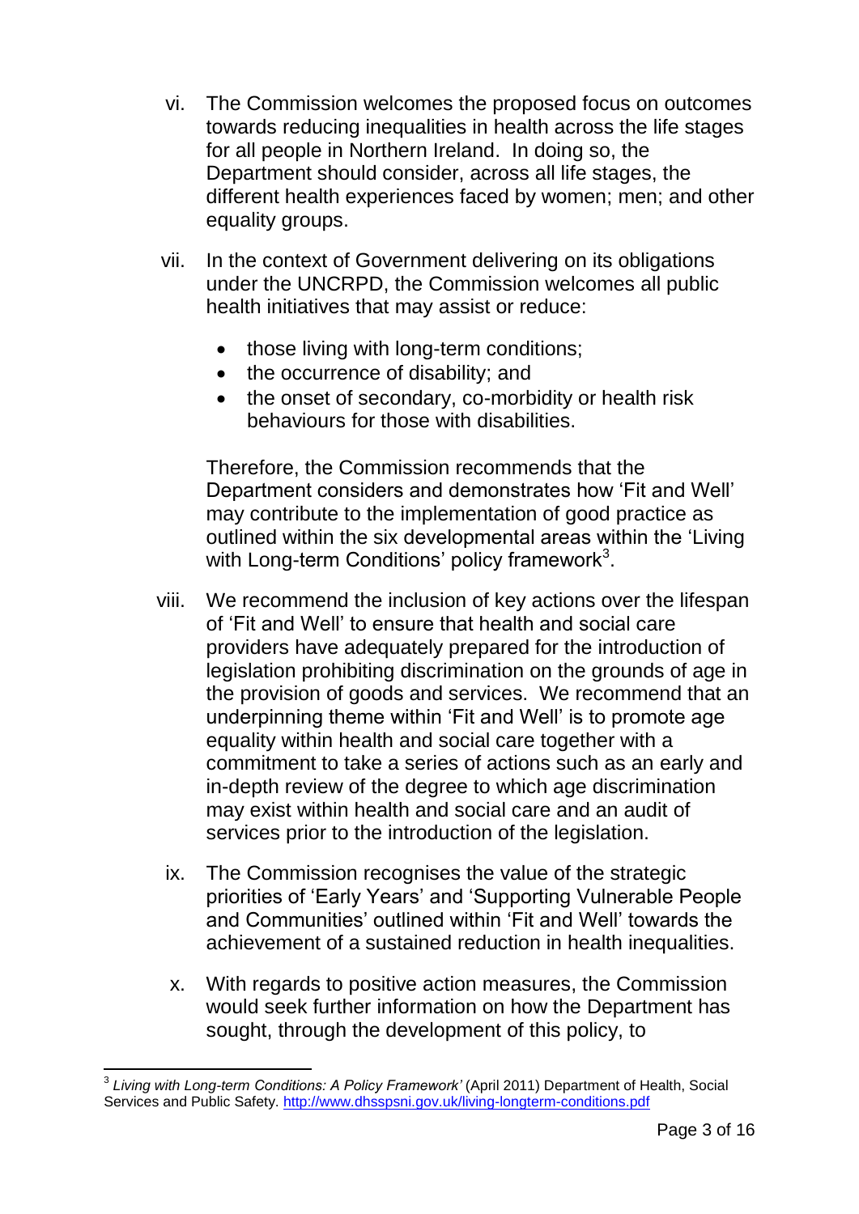vi. The Commission welcomes the proposed focus on outcomes towards reducing inequalities in health across the life stages for all people in Northern Ireland. In doing so, the Department should consider, across all life stages, the different health experiences faced by women; men; and other equality groups.

vii. In the context of Government delivering on its obligations under the UNCRPD, the Commission welcomes all public health initiatives that may assist or reduce:

- those living with long-term conditions;
- the occurrence of disability; and
- the onset of secondary, co-morbidity or health risk behaviours for those with disabilities.

Therefore, the Commission recommends that the Department considers and demonstrates how 'Fit and Well' may contribute to the implementation of good practice as outlined within the six developmental areas within the 'Living with Long-term Conditions' policy framework[3].

viii. We recommend the inclusion of key actions over the lifespan of 'Fit and Well' to ensure that health and social care providers have adequately prepared for the introduction of legislation prohibiting discrimination on the grounds of age in the provision of goods and services. We recommend that an underpinning theme within 'Fit and Well' is to promote age equality within health and social care together with a commitment to take a series of actions such as an early and in-depth review of the degree to which age discrimination may exist within health and social care and an audit of services prior to the introduction of the legislation.

ix. The Commission recognises the value of the strategic priorities of 'Early Years' and 'Supporting Vulnerable People and Communities' outlined within 'Fit and Well' towards the achievement of a sustained reduction in health inequalities.

x. With regards to positive action measures, the Commission would seek further information on how the Department has sought, through the development of this policy, to

---

[3] *Living with Long-term Conditions: A Policy Framework'* (April 2011) Department of Health, Social Services and Public Safety. http://www.dhsspsni.gov.uk/living-longterm-conditions.pdf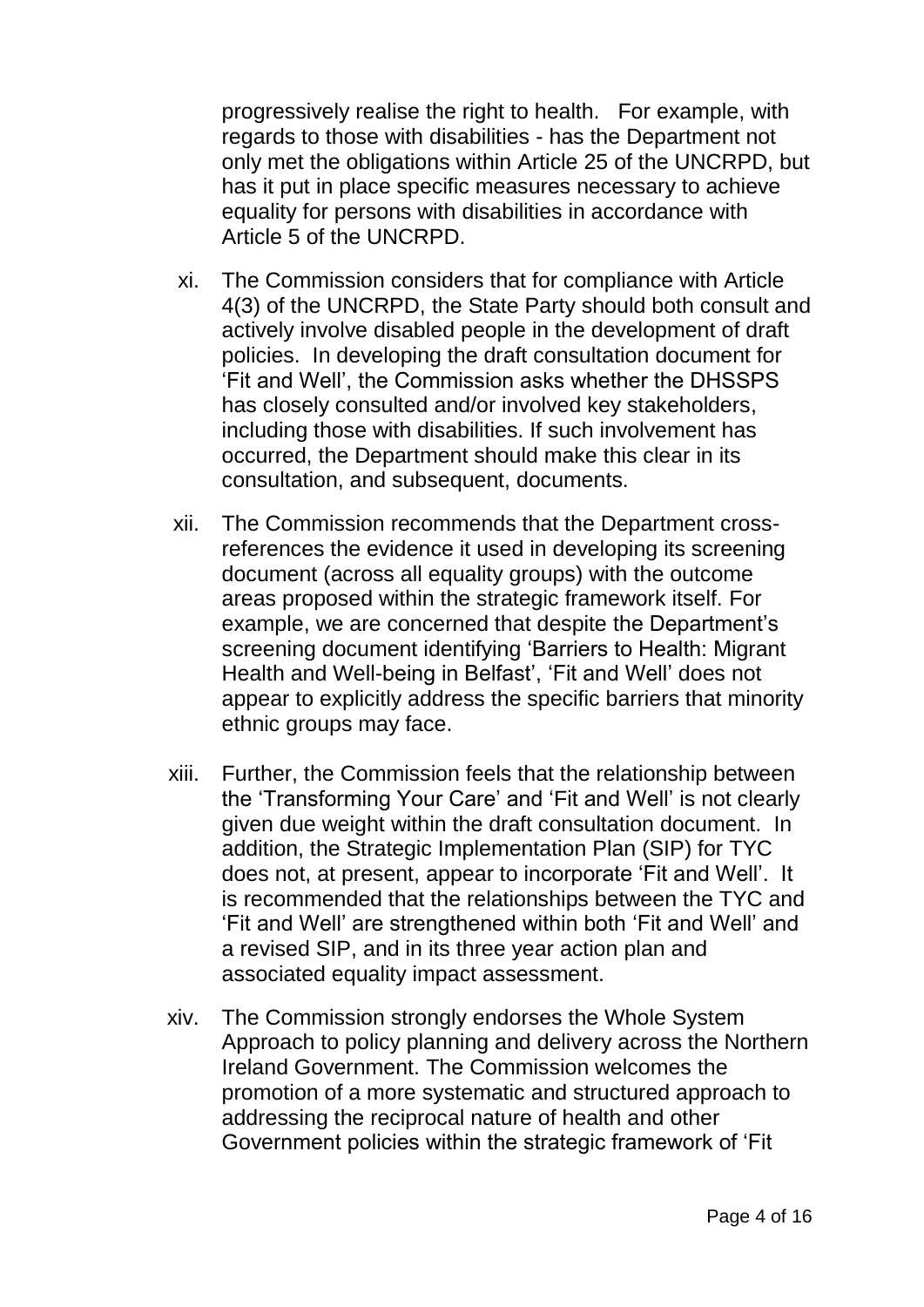progressively realise the right to health. For example, with regards to those with disabilities - has the Department not only met the obligations within Article 25 of the UNCRPD, but has it put in place specific measures necessary to achieve equality for persons with disabilities in accordance with Article 5 of the UNCRPD.

xi. The Commission considers that for compliance with Article 4(3) of the UNCRPD, the State Party should both consult and actively involve disabled people in the development of draft policies. In developing the draft consultation document for 'Fit and Well', the Commission asks whether the DHSSPS has closely consulted and/or involved key stakeholders, including those with disabilities. If such involvement has occurred, the Department should make this clear in its consultation, and subsequent, documents.

xii. The Commission recommends that the Department cross-references the evidence it used in developing its screening document (across all equality groups) with the outcome areas proposed within the strategic framework itself. For example, we are concerned that despite the Department's screening document identifying 'Barriers to Health: Migrant Health and Well-being in Belfast', 'Fit and Well' does not appear to explicitly address the specific barriers that minority ethnic groups may face.

xiii. Further, the Commission feels that the relationship between the 'Transforming Your Care' and 'Fit and Well' is not clearly given due weight within the draft consultation document. In addition, the Strategic Implementation Plan (SIP) for TYC does not, at present, appear to incorporate 'Fit and Well'. It is recommended that the relationships between the TYC and 'Fit and Well' are strengthened within both 'Fit and Well' and a revised SIP, and in its three year action plan and associated equality impact assessment.

xiv. The Commission strongly endorses the Whole System Approach to policy planning and delivery across the Northern Ireland Government. The Commission welcomes the promotion of a more systematic and structured approach to addressing the reciprocal nature of health and other Government policies within the strategic framework of 'Fit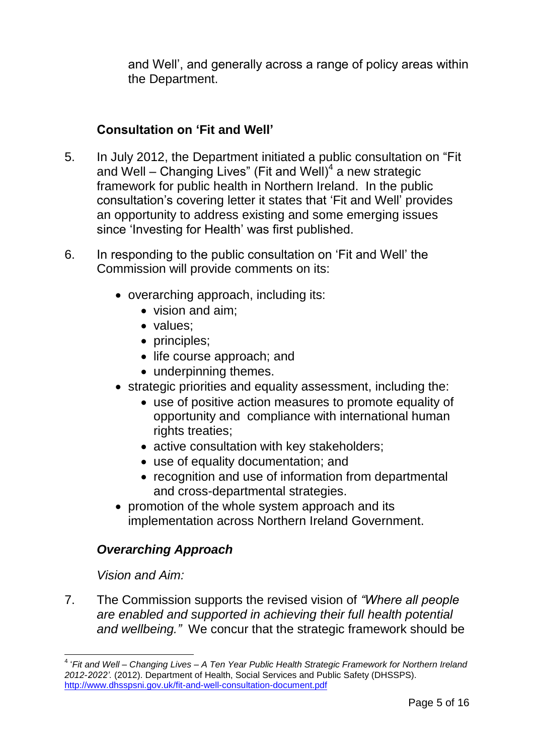and Well', and generally across a range of policy areas within the Department.

### Consultation on 'Fit and Well'

5. In July 2012, the Department initiated a public consultation on "Fit and Well – Changing Lives" (Fit and Well)[4] a new strategic framework for public health in Northern Ireland. In the public consultation's covering letter it states that 'Fit and Well' provides an opportunity to address existing and some emerging issues since 'Investing for Health' was first published.

6. In responding to the public consultation on 'Fit and Well' the Commission will provide comments on its:

   - overarching approach, including its:
     - vision and aim;
     - values;
     - principles;
     - life course approach; and
     - underpinning themes.
   - strategic priorities and equality assessment, including the:
     - use of positive action measures to promote equality of opportunity and compliance with international human rights treaties;
     - active consultation with key stakeholders;
     - use of equality documentation; and
     - recognition and use of information from departmental and cross-departmental strategies.
   - promotion of the whole system approach and its implementation across Northern Ireland Government.

#### *Overarching Approach*

*Vision and Aim:*

7. The Commission supports the revised vision of *"Where all people are enabled and supported in achieving their full health potential and wellbeing."* We concur that the strategic framework should be

---

[4] '*Fit and Well – Changing Lives – A Ten Year Public Health Strategic Framework for Northern Ireland 2012-2022'.* (2012). Department of Health, Social Services and Public Safety (DHSSPS). http://www.dhsspsni.gov.uk/fit-and-well-consultation-document.pdf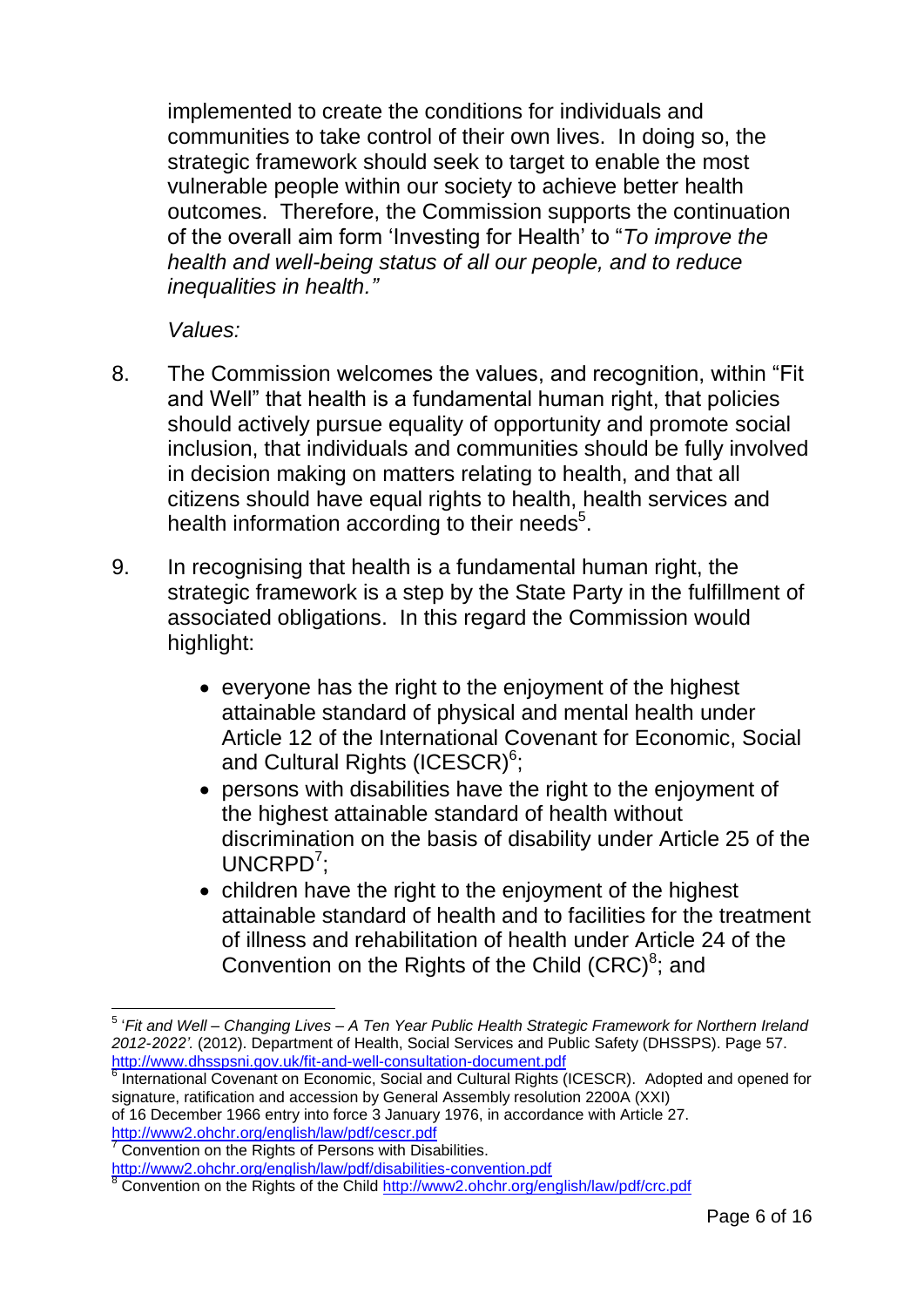implemented to create the conditions for individuals and communities to take control of their own lives. In doing so, the strategic framework should seek to target to enable the most vulnerable people within our society to achieve better health outcomes. Therefore, the Commission supports the continuation of the overall aim form 'Investing for Health' to "*To improve the health and well-being status of all our people, and to reduce inequalities in health.*"

*Values:*

8. The Commission welcomes the values, and recognition, within "Fit and Well" that health is a fundamental human right, that policies should actively pursue equality of opportunity and promote social inclusion, that individuals and communities should be fully involved in decision making on matters relating to health, and that all citizens should have equal rights to health, health services and health information according to their needs[5].

9. In recognising that health is a fundamental human right, the strategic framework is a step by the State Party in the fulfillment of associated obligations. In this regard the Commission would highlight:

   - everyone has the right to the enjoyment of the highest attainable standard of physical and mental health under Article 12 of the International Covenant for Economic, Social and Cultural Rights (ICESCR)[6];
   - persons with disabilities have the right to the enjoyment of the highest attainable standard of health without discrimination on the basis of disability under Article 25 of the UNCRPD[7];
   - children have the right to the enjoyment of the highest attainable standard of health and to facilities for the treatment of illness and rehabilitation of health under Article 24 of the Convention on the Rights of the Child (CRC)[8]; and

---

[5] '*Fit and Well – Changing Lives – A Ten Year Public Health Strategic Framework for Northern Ireland 2012-2022'.* (2012). Department of Health, Social Services and Public Safety (DHSSPS). Page 57. http://www.dhsspsni.gov.uk/fit-and-well-consultation-document.pdf

[6] International Covenant on Economic, Social and Cultural Rights (ICESCR). Adopted and opened for signature, ratification and accession by General Assembly resolution 2200A (XXI) of 16 December 1966 entry into force 3 January 1976, in accordance with Article 27. http://www2.ohchr.org/english/law/pdf/cescr.pdf

[7] Convention on the Rights of Persons with Disabilities. http://www2.ohchr.org/english/law/pdf/disabilities-convention.pdf

[8] Convention on the Rights of the Child http://www2.ohchr.org/english/law/pdf/crc.pdf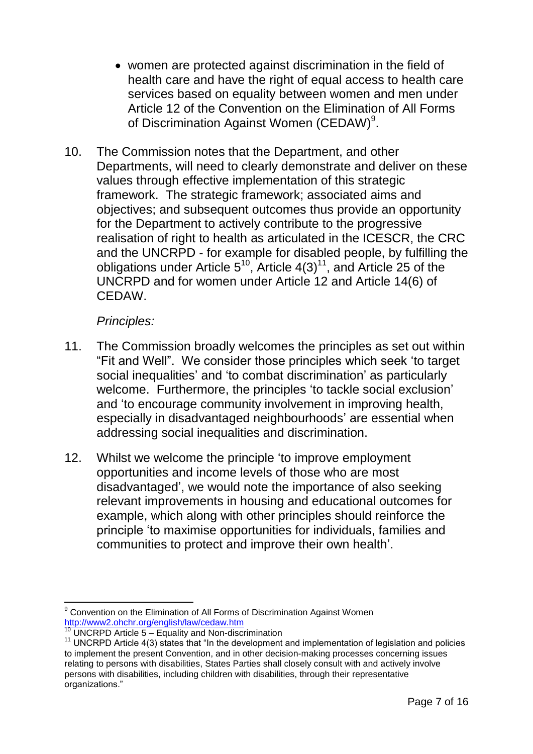- women are protected against discrimination in the field of health care and have the right of equal access to health care services based on equality between women and men under Article 12 of the Convention on the Elimination of All Forms of Discrimination Against Women (CEDAW)[9].

10. The Commission notes that the Department, and other Departments, will need to clearly demonstrate and deliver on these values through effective implementation of this strategic framework. The strategic framework; associated aims and objectives; and subsequent outcomes thus provide an opportunity for the Department to actively contribute to the progressive realisation of right to health as articulated in the ICESCR, the CRC and the UNCRPD - for example for disabled people, by fulfilling the obligations under Article 5[10], Article 4(3)[11], and Article 25 of the UNCRPD and for women under Article 12 and Article 14(6) of CEDAW.

*Principles:*

11. The Commission broadly welcomes the principles as set out within "Fit and Well". We consider those principles which seek 'to target social inequalities' and 'to combat discrimination' as particularly welcome. Furthermore, the principles 'to tackle social exclusion' and 'to encourage community involvement in improving health, especially in disadvantaged neighbourhoods' are essential when addressing social inequalities and discrimination.

12. Whilst we welcome the principle 'to improve employment opportunities and income levels of those who are most disadvantaged', we would note the importance of also seeking relevant improvements in housing and educational outcomes for example, which along with other principles should reinforce the principle 'to maximise opportunities for individuals, families and communities to protect and improve their own health'.

---

[9] Convention on the Elimination of All Forms of Discrimination Against Women http://www2.ohchr.org/english/law/cedaw.htm

[10] UNCRPD Article 5 – Equality and Non-discrimination

[11] UNCRPD Article 4(3) states that "In the development and implementation of legislation and policies to implement the present Convention, and in other decision-making processes concerning issues relating to persons with disabilities, States Parties shall closely consult with and actively involve persons with disabilities, including children with disabilities, through their representative organizations."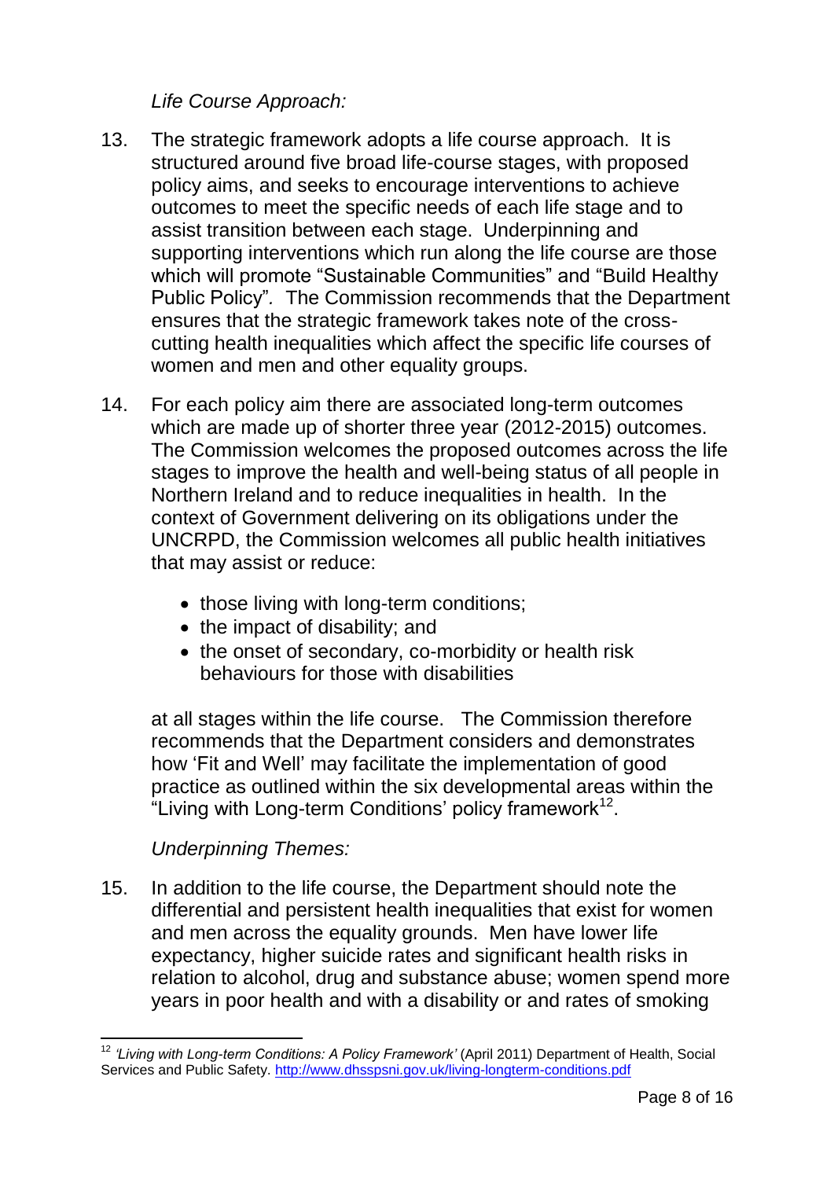*Life Course Approach:*

13. The strategic framework adopts a life course approach. It is structured around five broad life-course stages, with proposed policy aims, and seeks to encourage interventions to achieve outcomes to meet the specific needs of each life stage and to assist transition between each stage. Underpinning and supporting interventions which run along the life course are those which will promote "Sustainable Communities" and "Build Healthy Public Policy". The Commission recommends that the Department ensures that the strategic framework takes note of the cross-cutting health inequalities which affect the specific life courses of women and men and other equality groups.

14. For each policy aim there are associated long-term outcomes which are made up of shorter three year (2012-2015) outcomes. The Commission welcomes the proposed outcomes across the life stages to improve the health and well-being status of all people in Northern Ireland and to reduce inequalities in health. In the context of Government delivering on its obligations under the UNCRPD, the Commission welcomes all public health initiatives that may assist or reduce:

    - those living with long-term conditions;
    - the impact of disability; and
    - the onset of secondary, co-morbidity or health risk behaviours for those with disabilities

    at all stages within the life course. The Commission therefore recommends that the Department considers and demonstrates how 'Fit and Well' may facilitate the implementation of good practice as outlined within the six developmental areas within the "Living with Long-term Conditions' policy framework[12].

*Underpinning Themes:*

15. In addition to the life course, the Department should note the differential and persistent health inequalities that exist for women and men across the equality grounds. Men have lower life expectancy, higher suicide rates and significant health risks in relation to alcohol, drug and substance abuse; women spend more years in poor health and with a disability or and rates of smoking

---

[12] *'Living with Long-term Conditions: A Policy Framework'* (April 2011) Department of Health, Social Services and Public Safety. http://www.dhsspsni.gov.uk/living-longterm-conditions.pdf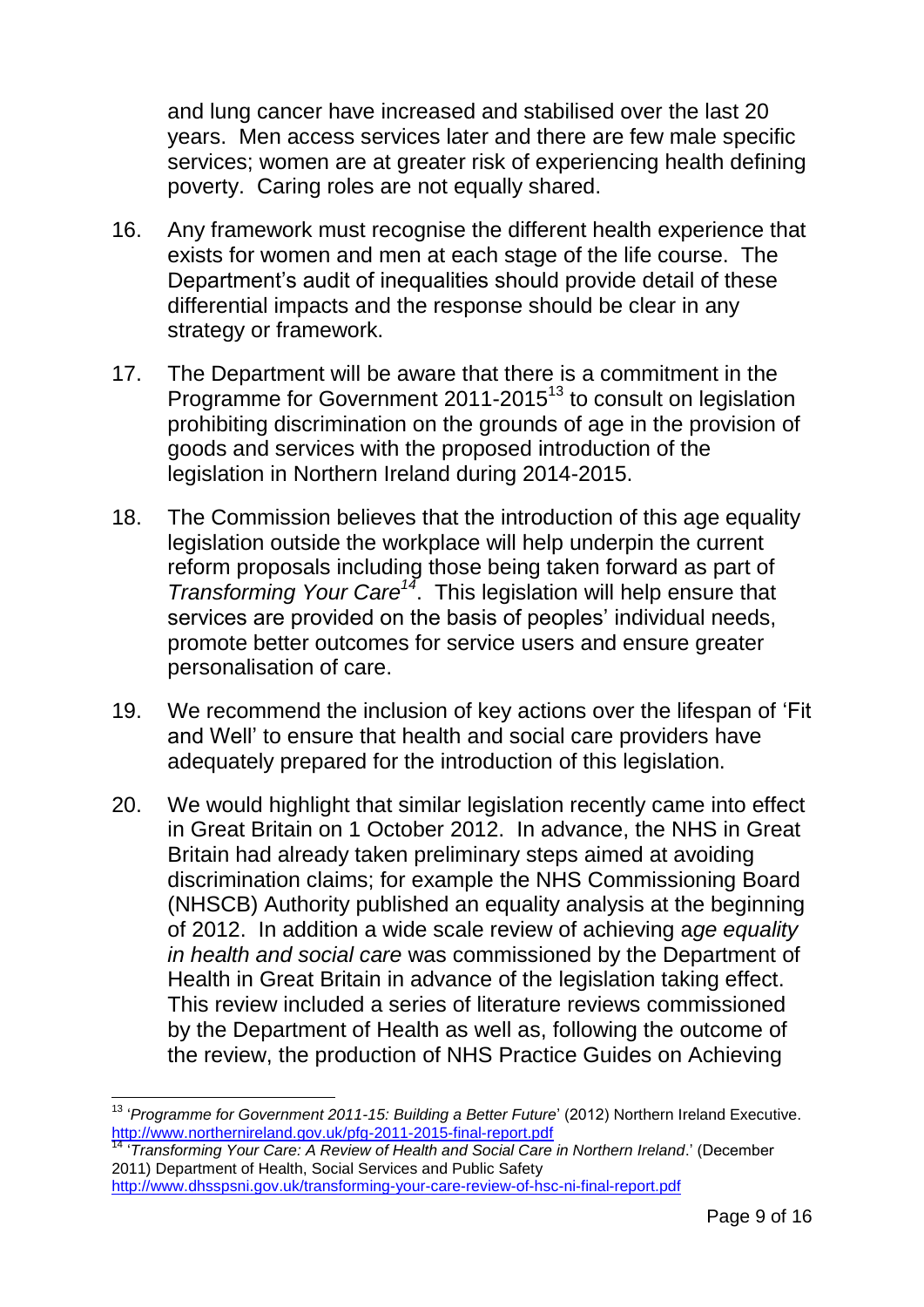and lung cancer have increased and stabilised over the last 20 years. Men access services later and there are few male specific services; women are at greater risk of experiencing health defining poverty. Caring roles are not equally shared.

16. Any framework must recognise the different health experience that exists for women and men at each stage of the life course. The Department's audit of inequalities should provide detail of these differential impacts and the response should be clear in any strategy or framework.

17. The Department will be aware that there is a commitment in the Programme for Government 2011-2015[13] to consult on legislation prohibiting discrimination on the grounds of age in the provision of goods and services with the proposed introduction of the legislation in Northern Ireland during 2014-2015.

18. The Commission believes that the introduction of this age equality legislation outside the workplace will help underpin the current reform proposals including those being taken forward as part of *Transforming Your Care*[14]. This legislation will help ensure that services are provided on the basis of peoples' individual needs, promote better outcomes for service users and ensure greater personalisation of care.

19. We recommend the inclusion of key actions over the lifespan of 'Fit and Well' to ensure that health and social care providers have adequately prepared for the introduction of this legislation.

20. We would highlight that similar legislation recently came into effect in Great Britain on 1 October 2012. In advance, the NHS in Great Britain had already taken preliminary steps aimed at avoiding discrimination claims; for example the NHS Commissioning Board (NHSCB) Authority published an equality analysis at the beginning of 2012. In addition a wide scale review of achieving a*ge equality in health and social care* was commissioned by the Department of Health in Great Britain in advance of the legislation taking effect. This review included a series of literature reviews commissioned by the Department of Health as well as, following the outcome of the review, the production of NHS Practice Guides on Achieving

---

[13] '*Programme for Government 2011-15: Building a Better Future*' (2012) Northern Ireland Executive. http://www.northernireland.gov.uk/pfg-2011-2015-final-report.pdf

[14] '*Transforming Your Care: A Review of Health and Social Care in Northern Ireland*.' (December 2011) Department of Health, Social Services and Public Safety http://www.dhsspsni.gov.uk/transforming-your-care-review-of-hsc-ni-final-report.pdf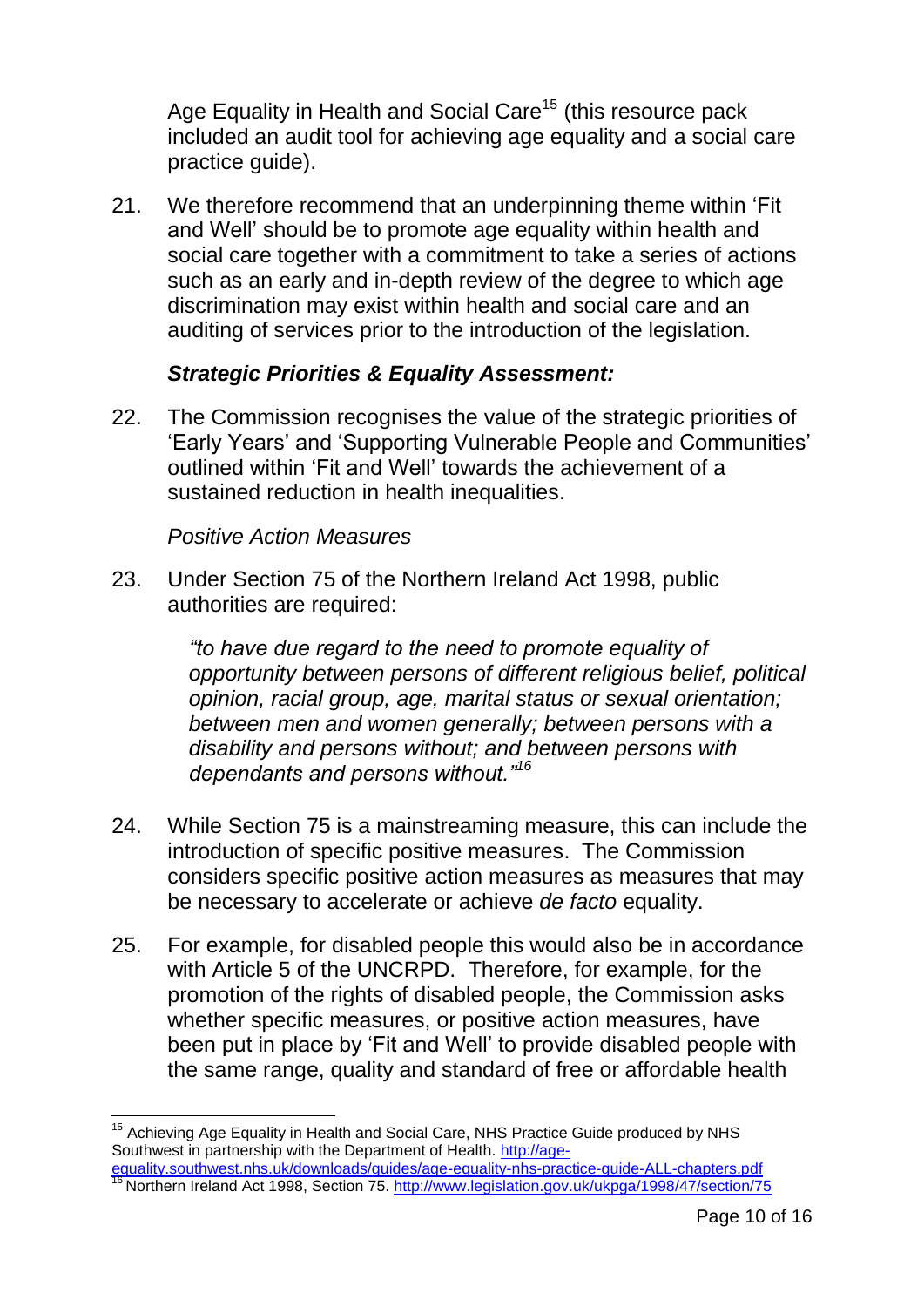Age Equality in Health and Social Care[15] (this resource pack included an audit tool for achieving age equality and a social care practice guide).

21. We therefore recommend that an underpinning theme within 'Fit and Well' should be to promote age equality within health and social care together with a commitment to take a series of actions such as an early and in-depth review of the degree to which age discrimination may exist within health and social care and an auditing of services prior to the introduction of the legislation.

### *Strategic Priorities & Equality Assessment:*

22. The Commission recognises the value of the strategic priorities of 'Early Years' and 'Supporting Vulnerable People and Communities' outlined within 'Fit and Well' towards the achievement of a sustained reduction in health inequalities.

*Positive Action Measures*

23. Under Section 75 of the Northern Ireland Act 1998, public authorities are required:

    > *"to have due regard to the need to promote equality of opportunity between persons of different religious belief, political opinion, racial group, age, marital status or sexual orientation; between men and women generally; between persons with a disability and persons without; and between persons with dependants and persons without."*[16]

24. While Section 75 is a mainstreaming measure, this can include the introduction of specific positive measures. The Commission considers specific positive action measures as measures that may be necessary to accelerate or achieve *de facto* equality.

25. For example, for disabled people this would also be in accordance with Article 5 of the UNCRPD. Therefore, for example, for the promotion of the rights of disabled people, the Commission asks whether specific measures, or positive action measures, have been put in place by 'Fit and Well' to provide disabled people with the same range, quality and standard of free or affordable health

---

[15] Achieving Age Equality in Health and Social Care, NHS Practice Guide produced by NHS Southwest in partnership with the Department of Health. http://age-equality.southwest.nhs.uk/downloads/guides/age-equality-nhs-practice-guide-ALL-chapters.pdf

[16] Northern Ireland Act 1998, Section 75. http://www.legislation.gov.uk/ukpga/1998/47/section/75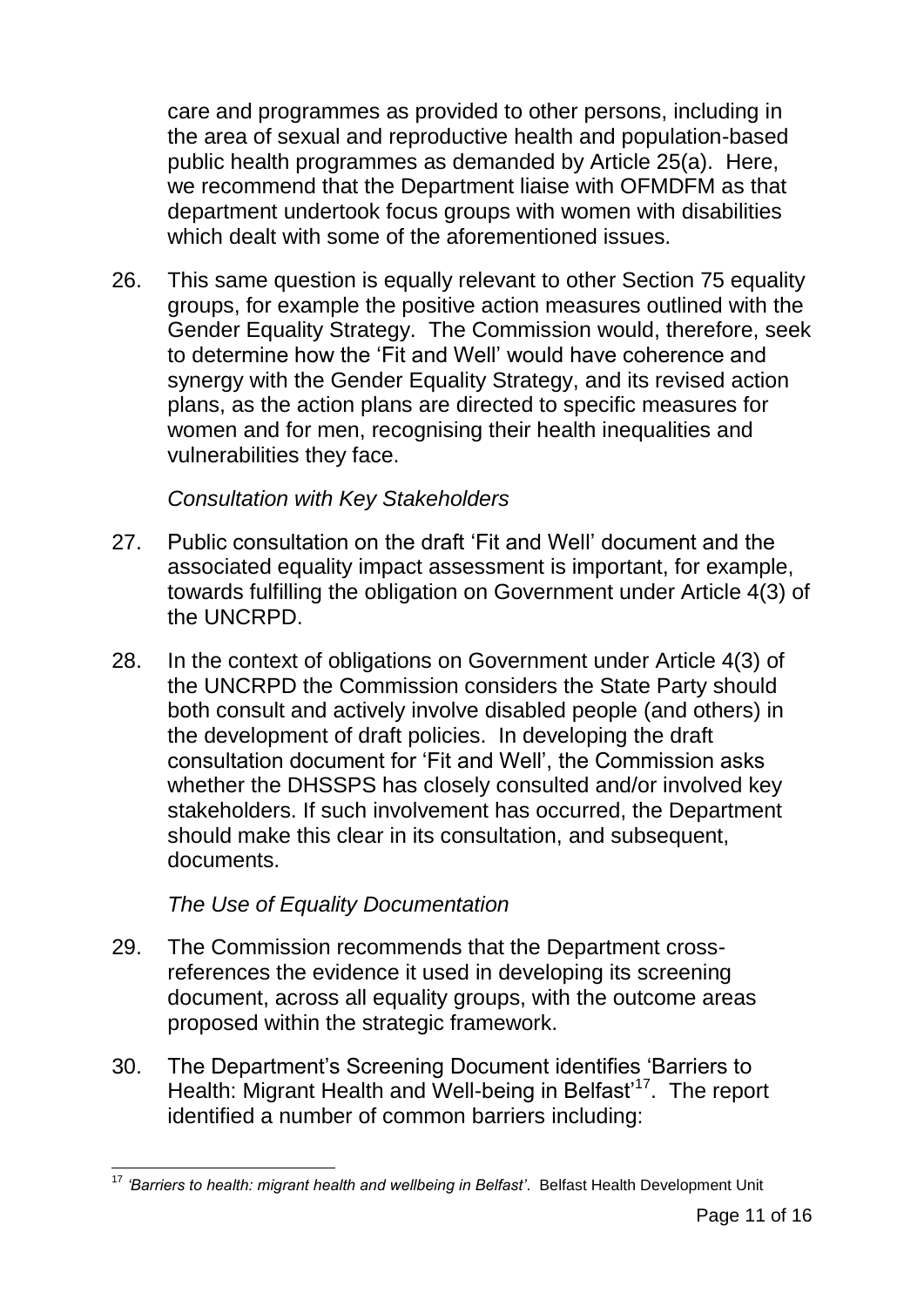care and programmes as provided to other persons, including in the area of sexual and reproductive health and population-based public health programmes as demanded by Article 25(a). Here, we recommend that the Department liaise with OFMDFM as that department undertook focus groups with women with disabilities which dealt with some of the aforementioned issues.

26. This same question is equally relevant to other Section 75 equality groups, for example the positive action measures outlined with the Gender Equality Strategy. The Commission would, therefore, seek to determine how the 'Fit and Well' would have coherence and synergy with the Gender Equality Strategy, and its revised action plans, as the action plans are directed to specific measures for women and for men, recognising their health inequalities and vulnerabilities they face.

*Consultation with Key Stakeholders*

27. Public consultation on the draft 'Fit and Well' document and the associated equality impact assessment is important, for example, towards fulfilling the obligation on Government under Article 4(3) of the UNCRPD.

28. In the context of obligations on Government under Article 4(3) of the UNCRPD the Commission considers the State Party should both consult and actively involve disabled people (and others) in the development of draft policies. In developing the draft consultation document for 'Fit and Well', the Commission asks whether the DHSSPS has closely consulted and/or involved key stakeholders. If such involvement has occurred, the Department should make this clear in its consultation, and subsequent, documents.

*The Use of Equality Documentation*

29. The Commission recommends that the Department cross-references the evidence it used in developing its screening document, across all equality groups, with the outcome areas proposed within the strategic framework.

30. The Department's Screening Document identifies 'Barriers to Health: Migrant Health and Well-being in Belfast'[17]. The report identified a number of common barriers including:

---

[17] *'Barriers to health: migrant health and wellbeing in Belfast'*. Belfast Health Development Unit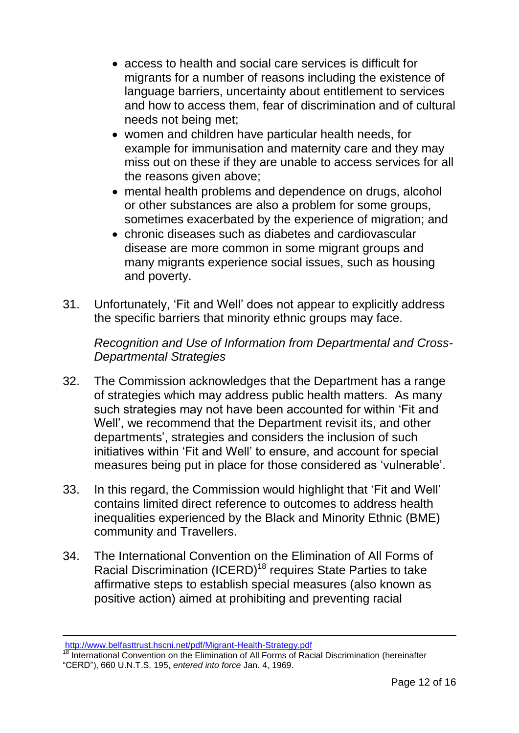- access to health and social care services is difficult for migrants for a number of reasons including the existence of language barriers, uncertainty about entitlement to services and how to access them, fear of discrimination and of cultural needs not being met;
- women and children have particular health needs, for example for immunisation and maternity care and they may miss out on these if they are unable to access services for all the reasons given above;
- mental health problems and dependence on drugs, alcohol or other substances are also a problem for some groups, sometimes exacerbated by the experience of migration; and
- chronic diseases such as diabetes and cardiovascular disease are more common in some migrant groups and many migrants experience social issues, such as housing and poverty.

31. Unfortunately, 'Fit and Well' does not appear to explicitly address the specific barriers that minority ethnic groups may face.

*Recognition and Use of Information from Departmental and Cross-Departmental Strategies*

32. The Commission acknowledges that the Department has a range of strategies which may address public health matters. As many such strategies may not have been accounted for within 'Fit and Well', we recommend that the Department revisit its, and other departments', strategies and considers the inclusion of such initiatives within 'Fit and Well' to ensure, and account for special measures being put in place for those considered as 'vulnerable'.

33. In this regard, the Commission would highlight that 'Fit and Well' contains limited direct reference to outcomes to address health inequalities experienced by the Black and Minority Ethnic (BME) community and Travellers.

34. The International Convention on the Elimination of All Forms of Racial Discrimination (ICERD)[18] requires State Parties to take affirmative steps to establish special measures (also known as positive action) aimed at prohibiting and preventing racial

---

http://www.belfasttrust.hscni.net/pdf/Migrant-Health-Strategy.pdf

[18] International Convention on the Elimination of All Forms of Racial Discrimination (hereinafter "CERD"), 660 U.N.T.S. 195, *entered into force* Jan. 4, 1969.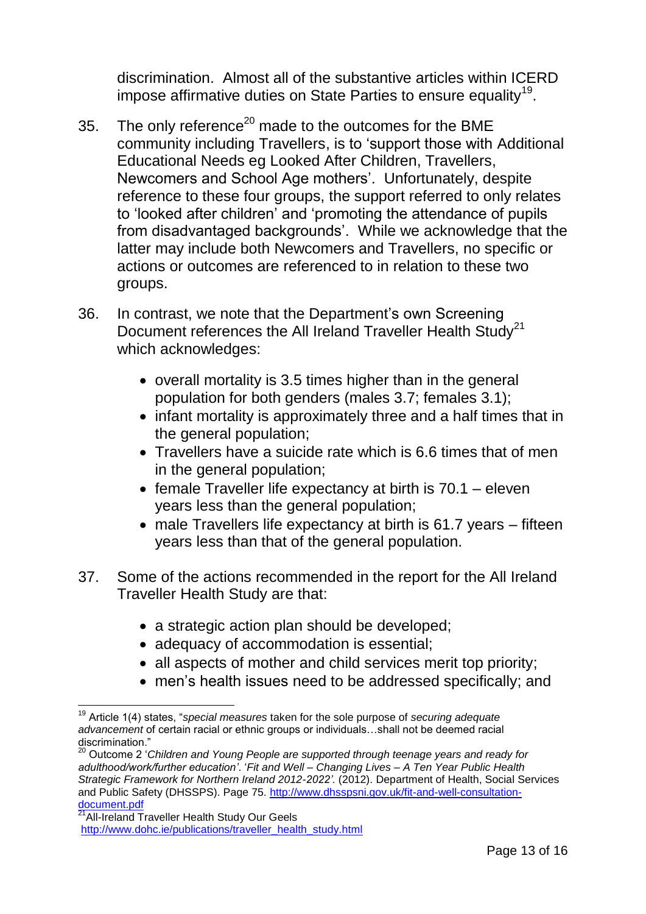discrimination. Almost all of the substantive articles within ICERD impose affirmative duties on State Parties to ensure equality[19].

35. The only reference[20] made to the outcomes for the BME community including Travellers, is to 'support those with Additional Educational Needs eg Looked After Children, Travellers, Newcomers and School Age mothers'. Unfortunately, despite reference to these four groups, the support referred to only relates to 'looked after children' and 'promoting the attendance of pupils from disadvantaged backgrounds'. While we acknowledge that the latter may include both Newcomers and Travellers, no specific or actions or outcomes are referenced to in relation to these two groups.

36. In contrast, we note that the Department's own Screening Document references the All Ireland Traveller Health Study[21] which acknowledges:

- overall mortality is 3.5 times higher than in the general population for both genders (males 3.7; females 3.1);
- infant mortality is approximately three and a half times that in the general population;
- Travellers have a suicide rate which is 6.6 times that of men in the general population;
- female Traveller life expectancy at birth is 70.1 – eleven years less than the general population;
- male Travellers life expectancy at birth is 61.7 years – fifteen years less than that of the general population.

37. Some of the actions recommended in the report for the All Ireland Traveller Health Study are that:

- a strategic action plan should be developed;
- adequacy of accommodation is essential;
- all aspects of mother and child services merit top priority;
- men's health issues need to be addressed specifically; and

---

[19] Article 1(4) states, "*special measures* taken for the sole purpose of *securing adequate advancement* of certain racial or ethnic groups or individuals…shall not be deemed racial discrimination."

[20] Outcome 2 '*Children and Young People are supported through teenage years and ready for adulthood/work/further education'*. '*Fit and Well – Changing Lives – A Ten Year Public Health Strategic Framework for Northern Ireland 2012-2022'*. (2012). Department of Health, Social Services and Public Safety (DHSSPS). Page 75. http://www.dhsspsni.gov.uk/fit-and-well-consultation-document.pdf

[21] All-Ireland Traveller Health Study Our Geels http://www.dohc.ie/publications/traveller_health_study.html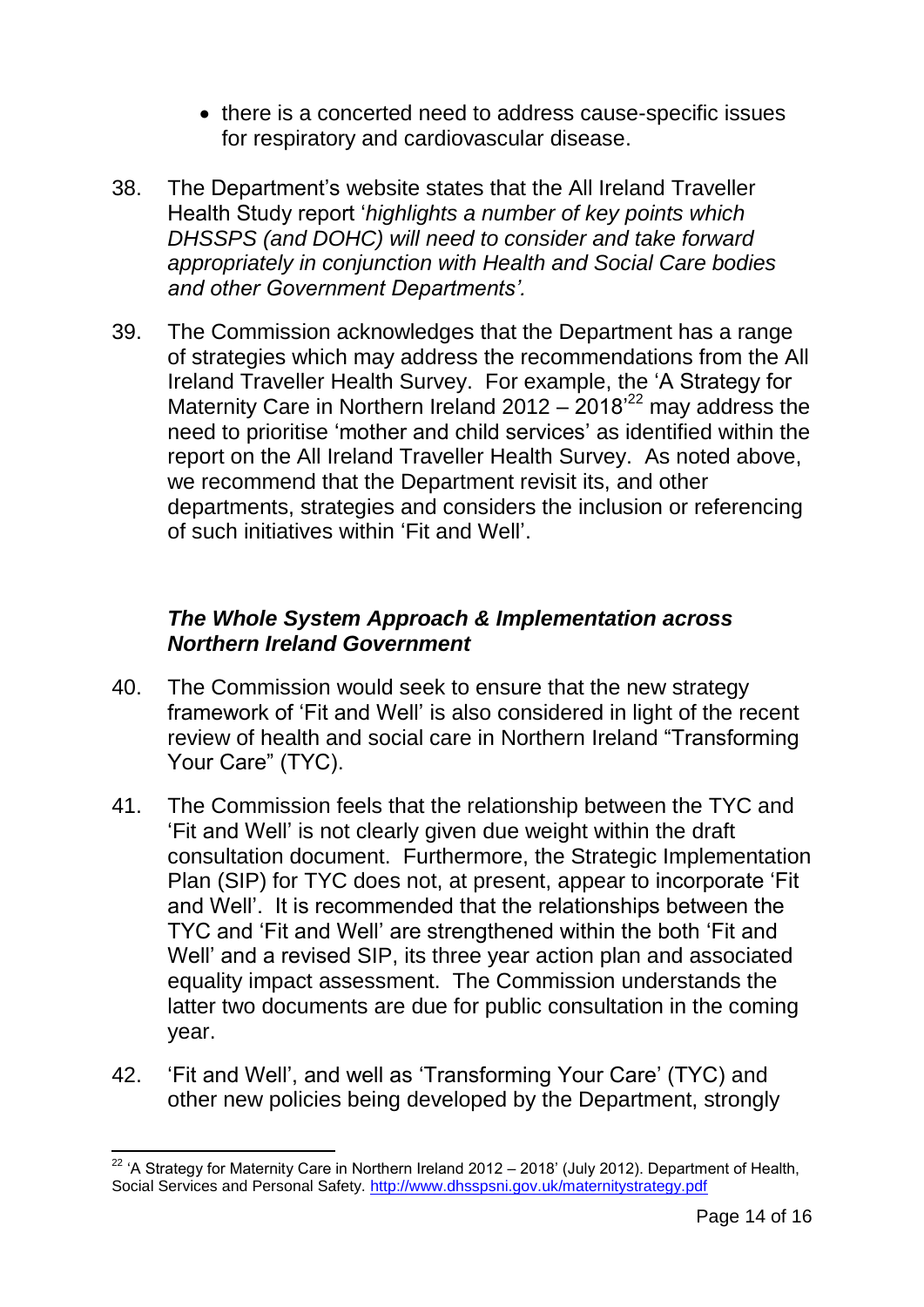- there is a concerted need to address cause-specific issues for respiratory and cardiovascular disease.

38. The Department's website states that the All Ireland Traveller Health Study report '*highlights a number of key points which DHSSPS (and DOHC) will need to consider and take forward appropriately in conjunction with Health and Social Care bodies and other Government Departments'.*

39. The Commission acknowledges that the Department has a range of strategies which may address the recommendations from the All Ireland Traveller Health Survey. For example, the 'A Strategy for Maternity Care in Northern Ireland 2012 – 2018'[22] may address the need to prioritise 'mother and child services' as identified within the report on the All Ireland Traveller Health Survey. As noted above, we recommend that the Department revisit its, and other departments, strategies and considers the inclusion or referencing of such initiatives within 'Fit and Well'.

### *The Whole System Approach & Implementation across Northern Ireland Government*

40. The Commission would seek to ensure that the new strategy framework of 'Fit and Well' is also considered in light of the recent review of health and social care in Northern Ireland "Transforming Your Care" (TYC).

41. The Commission feels that the relationship between the TYC and 'Fit and Well' is not clearly given due weight within the draft consultation document. Furthermore, the Strategic Implementation Plan (SIP) for TYC does not, at present, appear to incorporate 'Fit and Well'. It is recommended that the relationships between the TYC and 'Fit and Well' are strengthened within the both 'Fit and Well' and a revised SIP, its three year action plan and associated equality impact assessment. The Commission understands the latter two documents are due for public consultation in the coming year.

42. 'Fit and Well', and well as 'Transforming Your Care' (TYC) and other new policies being developed by the Department, strongly

---

[22] 'A Strategy for Maternity Care in Northern Ireland 2012 – 2018' (July 2012). Department of Health, Social Services and Personal Safety. http://www.dhsspsni.gov.uk/maternitystrategy.pdf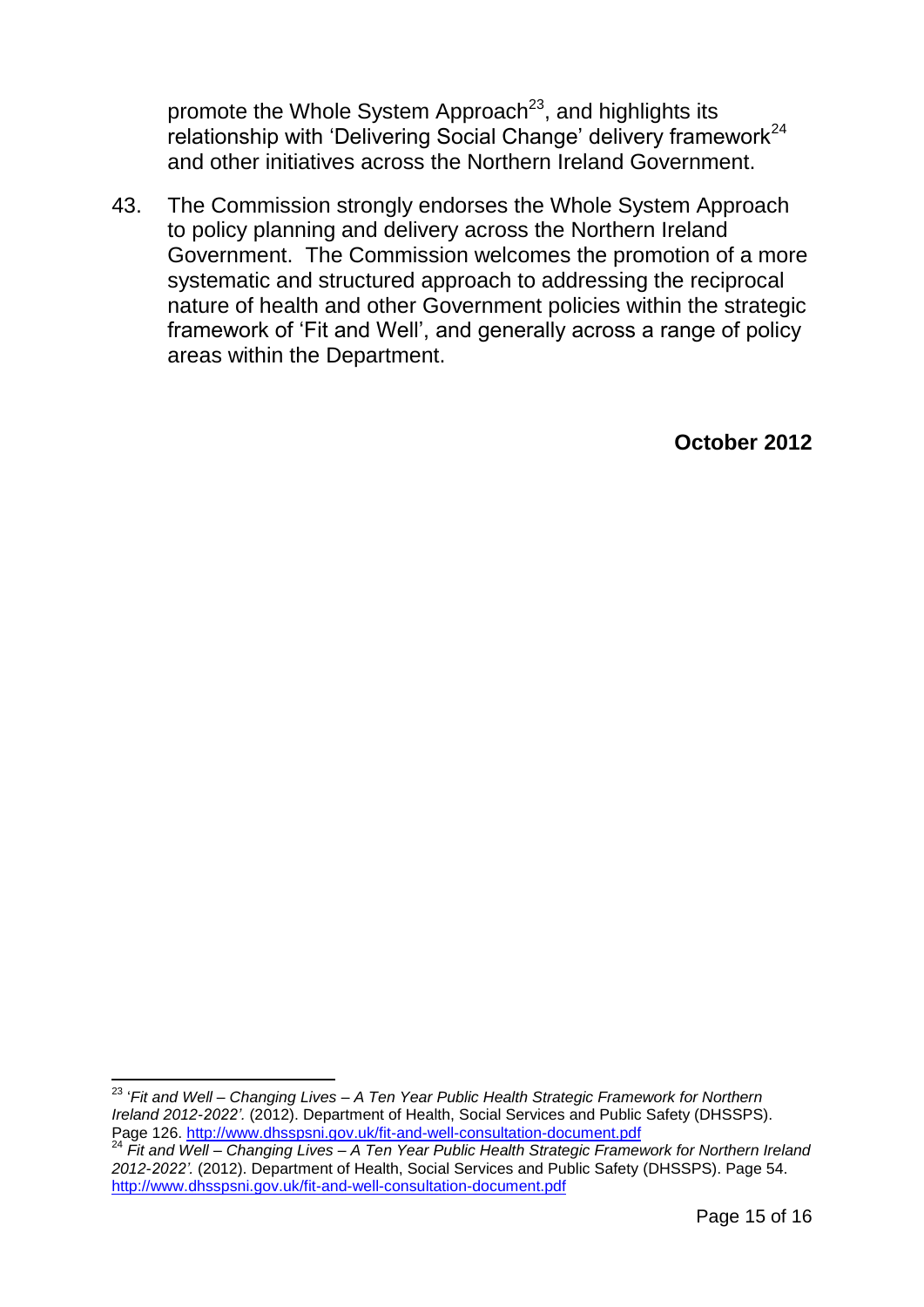promote the Whole System Approach[23], and highlights its relationship with 'Delivering Social Change' delivery framework[24] and other initiatives across the Northern Ireland Government.

43. The Commission strongly endorses the Whole System Approach to policy planning and delivery across the Northern Ireland Government. The Commission welcomes the promotion of a more systematic and structured approach to addressing the reciprocal nature of health and other Government policies within the strategic framework of 'Fit and Well', and generally across a range of policy areas within the Department.

**October 2012**

---

[23] '*Fit and Well – Changing Lives – A Ten Year Public Health Strategic Framework for Northern Ireland 2012-2022'.* (2012). Department of Health, Social Services and Public Safety (DHSSPS). Page 126. http://www.dhsspsni.gov.uk/fit-and-well-consultation-document.pdf

[24] *Fit and Well – Changing Lives – A Ten Year Public Health Strategic Framework for Northern Ireland 2012-2022'.* (2012). Department of Health, Social Services and Public Safety (DHSSPS). Page 54. http://www.dhsspsni.gov.uk/fit-and-well-consultation-document.pdf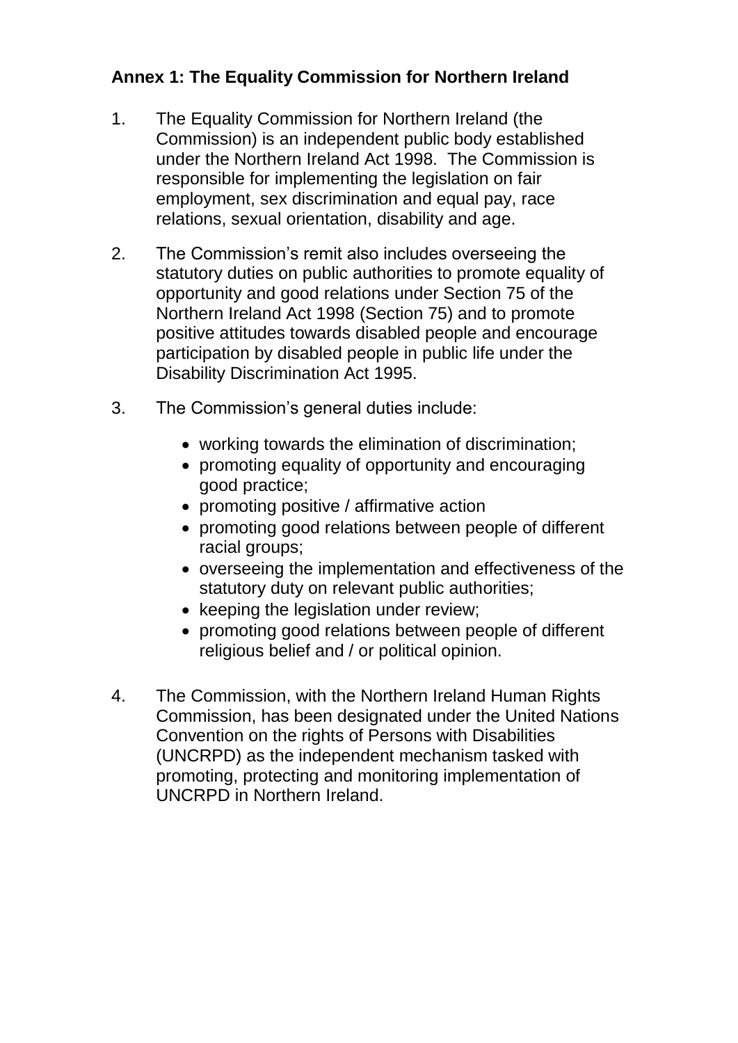**Annex 1: The Equality Commission for Northern Ireland**

1. The Equality Commission for Northern Ireland (the Commission) is an independent public body established under the Northern Ireland Act 1998. The Commission is responsible for implementing the legislation on fair employment, sex discrimination and equal pay, race relations, sexual orientation, disability and age.

2. The Commission's remit also includes overseeing the statutory duties on public authorities to promote equality of opportunity and good relations under Section 75 of the Northern Ireland Act 1998 (Section 75) and to promote positive attitudes towards disabled people and encourage participation by disabled people in public life under the Disability Discrimination Act 1995.

3. The Commission's general duties include:

   - working towards the elimination of discrimination;
   - promoting equality of opportunity and encouraging good practice;
   - promoting positive / affirmative action
   - promoting good relations between people of different racial groups;
   - overseeing the implementation and effectiveness of the statutory duty on relevant public authorities;
   - keeping the legislation under review;
   - promoting good relations between people of different religious belief and / or political opinion.

4. The Commission, with the Northern Ireland Human Rights Commission, has been designated under the United Nations Convention on the rights of Persons with Disabilities (UNCRPD) as the independent mechanism tasked with promoting, protecting and monitoring implementation of UNCRPD in Northern Ireland.